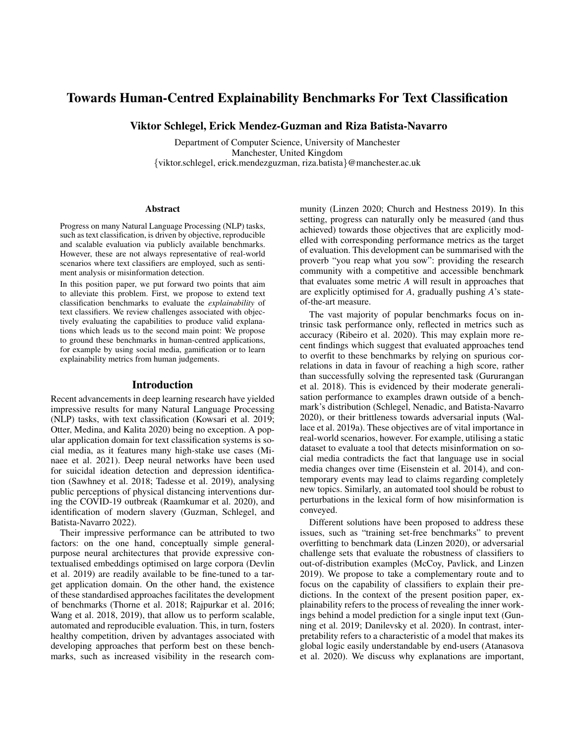# Towards Human-Centred Explainability Benchmarks For Text Classification

**Viktor Schlegel, Erick Mendez-Guzman and Riza Batista-Navarro**

Department of Computer Science, University of Manchester
Manchester, United Kingdom
{viktor.schlegel, erick.mendezguzman, riza.batista}@manchester.ac.uk

## Abstract

Progress on many Natural Language Processing (NLP) tasks, such as text classification, is driven by objective, reproducible and scalable evaluation via publicly available benchmarks. However, these are not always representative of real-world scenarios where text classifiers are employed, such as sentiment analysis or misinformation detection.

In this position paper, we put forward two points that aim to alleviate this problem. First, we propose to extend text classification benchmarks to evaluate the *explainability* of text classifiers. We review challenges associated with objectively evaluating the capabilities to produce valid explanations which leads us to the second main point: We propose to ground these benchmarks in human-centred applications, for example by using social media, gamification or to learn explainability metrics from human judgements.

## Introduction

Recent advancements in deep learning research have yielded impressive results for many Natural Language Processing (NLP) tasks, with text classification (Kowsari et al. 2019; Otter, Medina, and Kalita 2020) being no exception. A popular application domain for text classification systems is social media, as it features many high-stake use cases (Minaee et al. 2021). Deep neural networks have been used for suicidal ideation detection and depression identification (Sawhney et al. 2018; Tadesse et al. 2019), analysing public perceptions of physical distancing interventions during the COVID-19 outbreak (Raamkumar et al. 2020), and identification of modern slavery (Guzman, Schlegel, and Batista-Navarro 2022).

Their impressive performance can be attributed to two factors: on the one hand, conceptually simple general-purpose neural architectures that provide expressive contextualised embeddings optimised on large corpora (Devlin et al. 2019) are readily available to be fine-tuned to a target application domain. On the other hand, the existence of these standardised approaches facilitates the development of benchmarks (Thorne et al. 2018; Rajpurkar et al. 2016; Wang et al. 2018, 2019), that allow us to perform scalable, automated and reproducible evaluation. This, in turn, fosters healthy competition, driven by advantages associated with developing approaches that perform best on these benchmarks, such as increased visibility in the research community (Linzen 2020; Church and Hestness 2019). In this setting, progress can naturally only be measured (and thus achieved) towards those objectives that are explicitly modelled with corresponding performance metrics as the target of evaluation. This development can be summarised with the proverb "you reap what you sow": providing the research community with a competitive and accessible benchmark that evaluates some metric *A* will result in approaches that are explicitly optimised for *A*, gradually pushing *A*'s state-of-the-art measure.

The vast majority of popular benchmarks focus on intrinsic task performance only, reflected in metrics such as accuracy (Ribeiro et al. 2020). This may explain more recent findings which suggest that evaluated approaches tend to overfit to these benchmarks by relying on spurious correlations in data in favour of reaching a high score, rather than successfully solving the represented task (Gururangan et al. 2018). This is evidenced by their moderate generalisation performance to examples drawn outside of a benchmark's distribution (Schlegel, Nenadic, and Batista-Navarro 2020), or their brittleness towards adversarial inputs (Wallace et al. 2019a). These objectives are of vital importance in real-world scenarios, however. For example, utilising a static dataset to evaluate a tool that detects misinformation on social media contradicts the fact that language use in social media changes over time (Eisenstein et al. 2014), and contemporary events may lead to claims regarding completely new topics. Similarly, an automated tool should be robust to perturbations in the lexical form of how misinformation is conveyed.

Different solutions have been proposed to address these issues, such as "training set-free benchmarks" to prevent overfitting to benchmark data (Linzen 2020), or adversarial challenge sets that evaluate the robustness of classifiers to out-of-distribution examples (McCoy, Pavlick, and Linzen 2019). We propose to take a complementary route and to focus on the capability of classifiers to explain their predictions. In the context of the present position paper, explainability refers to the process of revealing the inner workings behind a model prediction for a single input text (Gunning et al. 2019; Danilevsky et al. 2020). In contrast, interpretability refers to a characteristic of a model that makes its global logic easily understandable by end-users (Atanasova et al. 2020). We discuss why explanations are important,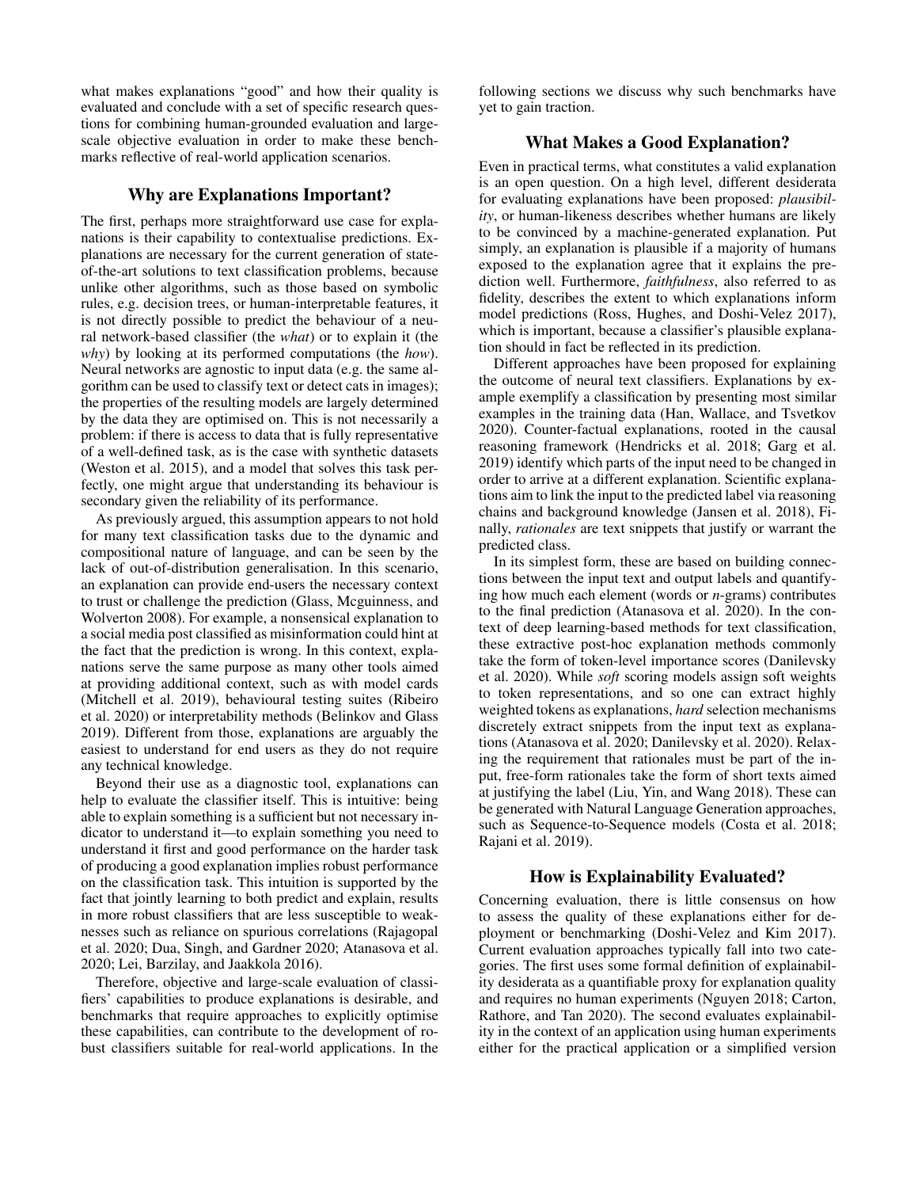what makes explanations "good" and how their quality is evaluated and conclude with a set of specific research questions for combining human-grounded evaluation and large-scale objective evaluation in order to make these benchmarks reflective of real-world application scenarios.

## Why are Explanations Important?

The first, perhaps more straightforward use case for explanations is their capability to contextualise predictions. Explanations are necessary for the current generation of state-of-the-art solutions to text classification problems, because unlike other algorithms, such as those based on symbolic rules, e.g. decision trees, or human-interpretable features, it is not directly possible to predict the behaviour of a neural network-based classifier (the *what*) or to explain it (the *why*) by looking at its performed computations (the *how*). Neural networks are agnostic to input data (e.g. the same algorithm can be used to classify text or detect cats in images); the properties of the resulting models are largely determined by the data they are optimised on. This is not necessarily a problem: if there is access to data that is fully representative of a well-defined task, as is the case with synthetic datasets (Weston et al. 2015), and a model that solves this task perfectly, one might argue that understanding its behaviour is secondary given the reliability of its performance.

As previously argued, this assumption appears to not hold for many text classification tasks due to the dynamic and compositional nature of language, and can be seen by the lack of out-of-distribution generalisation. In this scenario, an explanation can provide end-users the necessary context to trust or challenge the prediction (Glass, Mcguinness, and Wolverton 2008). For example, a nonsensical explanation to a social media post classified as misinformation could hint at the fact that the prediction is wrong. In this context, explanations serve the same purpose as many other tools aimed at providing additional context, such as with model cards (Mitchell et al. 2019), behavioural testing suites (Ribeiro et al. 2020) or interpretability methods (Belinkov and Glass 2019). Different from those, explanations are arguably the easiest to understand for end users as they do not require any technical knowledge.

Beyond their use as a diagnostic tool, explanations can help to evaluate the classifier itself. This is intuitive: being able to explain something is a sufficient but not necessary indicator to understand it—to explain something you need to understand it first and good performance on the harder task of producing a good explanation implies robust performance on the classification task. This intuition is supported by the fact that jointly learning to both predict and explain, results in more robust classifiers that are less susceptible to weaknesses such as reliance on spurious correlations (Rajagopal et al. 2020; Dua, Singh, and Gardner 2020; Atanasova et al. 2020; Lei, Barzilay, and Jaakkola 2016).

Therefore, objective and large-scale evaluation of classifiers' capabilities to produce explanations is desirable, and benchmarks that require approaches to explicitly optimise these capabilities, can contribute to the development of robust classifiers suitable for real-world applications. In the following sections we discuss why such benchmarks have yet to gain traction.

## What Makes a Good Explanation?

Even in practical terms, what constitutes a valid explanation is an open question. On a high level, different desiderata for evaluating explanations have been proposed: *plausibility*, or human-likeness describes whether humans are likely to be convinced by a machine-generated explanation. Put simply, an explanation is plausible if a majority of humans exposed to the explanation agree that it explains the prediction well. Furthermore, *faithfulness*, also referred to as fidelity, describes the extent to which explanations inform model predictions (Ross, Hughes, and Doshi-Velez 2017), which is important, because a classifier's plausible explanation should in fact be reflected in its prediction.

Different approaches have been proposed for explaining the outcome of neural text classifiers. Explanations by example exemplify a classification by presenting most similar examples in the training data (Han, Wallace, and Tsvetkov 2020). Counter-factual explanations, rooted in the causal reasoning framework (Hendricks et al. 2018; Garg et al. 2019) identify which parts of the input need to be changed in order to arrive at a different explanation. Scientific explanations aim to link the input to the predicted label via reasoning chains and background knowledge (Jansen et al. 2018), Finally, *rationales* are text snippets that justify or warrant the predicted class.

In its simplest form, these are based on building connections between the input text and output labels and quantifying how much each element (words or *n*-grams) contributes to the final prediction (Atanasova et al. 2020). In the context of deep learning-based methods for text classification, these extractive post-hoc explanation methods commonly take the form of token-level importance scores (Danilevsky et al. 2020). While *soft* scoring models assign soft weights to token representations, and so one can extract highly weighted tokens as explanations, *hard* selection mechanisms discretely extract snippets from the input text as explanations (Atanasova et al. 2020; Danilevsky et al. 2020). Relaxing the requirement that rationales must be part of the input, free-form rationales take the form of short texts aimed at justifying the label (Liu, Yin, and Wang 2018). These can be generated with Natural Language Generation approaches, such as Sequence-to-Sequence models (Costa et al. 2018; Rajani et al. 2019).

## How is Explainability Evaluated?

Concerning evaluation, there is little consensus on how to assess the quality of these explanations either for deployment or benchmarking (Doshi-Velez and Kim 2017). Current evaluation approaches typically fall into two categories. The first uses some formal definition of explainability desiderata as a quantifiable proxy for explanation quality and requires no human experiments (Nguyen 2018; Carton, Rathore, and Tan 2020). The second evaluates explainability in the context of an application using human experiments either for the practical application or a simplified version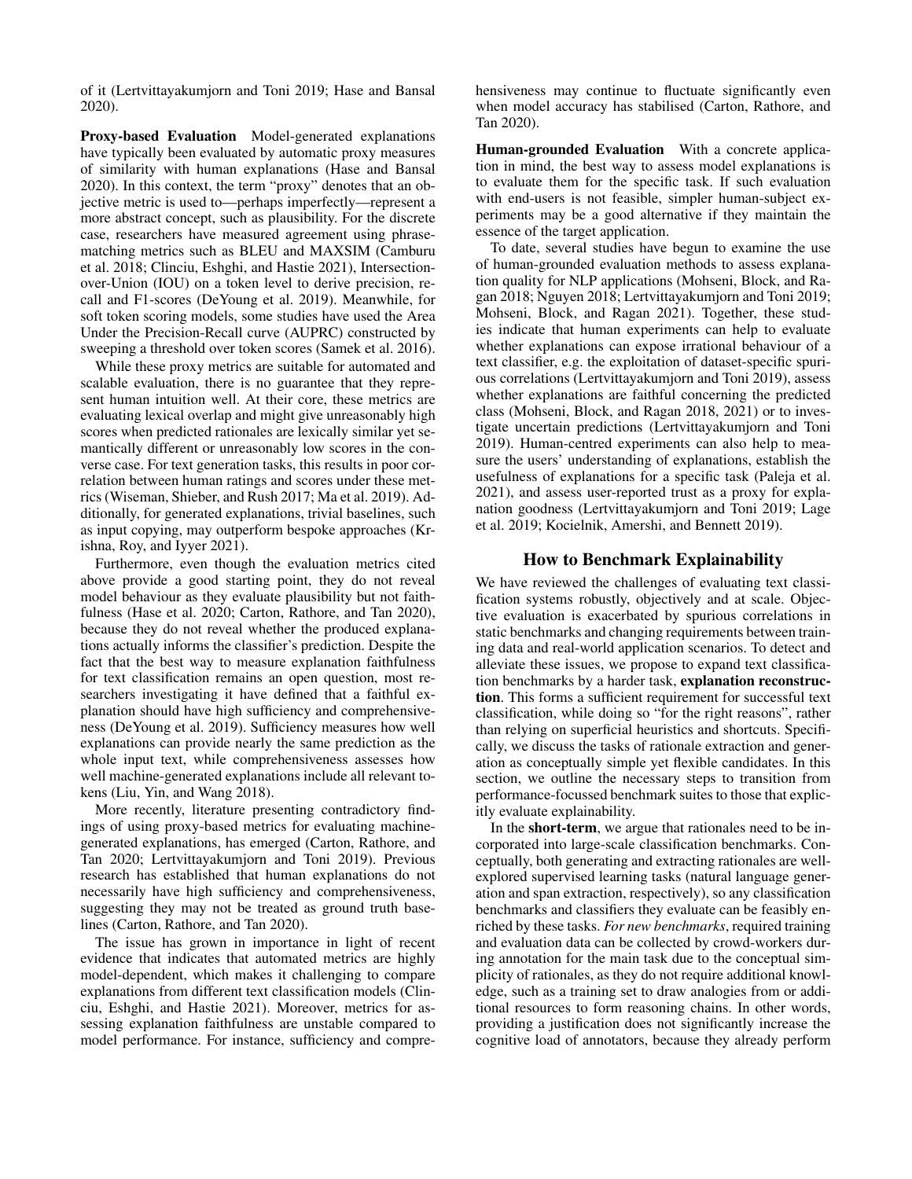of it (Lertvittayakumjorn and Toni 2019; Hase and Bansal 2020).

**Proxy-based Evaluation** Model-generated explanations have typically been evaluated by automatic proxy measures of similarity with human explanations (Hase and Bansal 2020). In this context, the term "proxy" denotes that an objective metric is used to—perhaps imperfectly—represent a more abstract concept, such as plausibility. For the discrete case, researchers have measured agreement using phrase-matching metrics such as BLEU and MAXSIM (Camburu et al. 2018; Clinciu, Eshghi, and Hastie 2021), Intersection-over-Union (IOU) on a token level to derive precision, recall and F1-scores (DeYoung et al. 2019). Meanwhile, for soft token scoring models, some studies have used the Area Under the Precision-Recall curve (AUPRC) constructed by sweeping a threshold over token scores (Samek et al. 2016).

While these proxy metrics are suitable for automated and scalable evaluation, there is no guarantee that they represent human intuition well. At their core, these metrics are evaluating lexical overlap and might give unreasonably high scores when predicted rationales are lexically similar yet semantically different or unreasonably low scores in the converse case. For text generation tasks, this results in poor correlation between human ratings and scores under these metrics (Wiseman, Shieber, and Rush 2017; Ma et al. 2019). Additionally, for generated explanations, trivial baselines, such as input copying, may outperform bespoke approaches (Krishna, Roy, and Iyyer 2021).

Furthermore, even though the evaluation metrics cited above provide a good starting point, they do not reveal model behaviour as they evaluate plausibility but not faithfulness (Hase et al. 2020; Carton, Rathore, and Tan 2020), because they do not reveal whether the produced explanations actually informs the classifier's prediction. Despite the fact that the best way to measure explanation faithfulness for text classification remains an open question, most researchers investigating it have defined that a faithful explanation should have high sufficiency and comprehensiveness (DeYoung et al. 2019). Sufficiency measures how well explanations can provide nearly the same prediction as the whole input text, while comprehensiveness assesses how well machine-generated explanations include all relevant tokens (Liu, Yin, and Wang 2018).

More recently, literature presenting contradictory findings of using proxy-based metrics for evaluating machine-generated explanations, has emerged (Carton, Rathore, and Tan 2020; Lertvittayakumjorn and Toni 2019). Previous research has established that human explanations do not necessarily have high sufficiency and comprehensiveness, suggesting they may not be treated as ground truth baselines (Carton, Rathore, and Tan 2020).

The issue has grown in importance in light of recent evidence that indicates that automated metrics are highly model-dependent, which makes it challenging to compare explanations from different text classification models (Clinciu, Eshghi, and Hastie 2021). Moreover, metrics for assessing explanation faithfulness are unstable compared to model performance. For instance, sufficiency and comprehensiveness may continue to fluctuate significantly even when model accuracy has stabilised (Carton, Rathore, and Tan 2020).

**Human-grounded Evaluation** With a concrete application in mind, the best way to assess model explanations is to evaluate them for the specific task. If such evaluation with end-users is not feasible, simpler human-subject experiments may be a good alternative if they maintain the essence of the target application.

To date, several studies have begun to examine the use of human-grounded evaluation methods to assess explanation quality for NLP applications (Mohseni, Block, and Ragan 2018; Nguyen 2018; Lertvittayakumjorn and Toni 2019; Mohseni, Block, and Ragan 2021). Together, these studies indicate that human experiments can help to evaluate whether explanations can expose irrational behaviour of a text classifier, e.g. the exploitation of dataset-specific spurious correlations (Lertvittayakumjorn and Toni 2019), assess whether explanations are faithful concerning the predicted class (Mohseni, Block, and Ragan 2018, 2021) or to investigate uncertain predictions (Lertvittayakumjorn and Toni 2019). Human-centred experiments can also help to measure the users' understanding of explanations, establish the usefulness of explanations for a specific task (Paleja et al. 2021), and assess user-reported trust as a proxy for explanation goodness (Lertvittayakumjorn and Toni 2019; Lage et al. 2019; Kocielnik, Amershi, and Bennett 2019).

## How to Benchmark Explainability

We have reviewed the challenges of evaluating text classification systems robustly, objectively and at scale. Objective evaluation is exacerbated by spurious correlations in static benchmarks and changing requirements between training data and real-world application scenarios. To detect and alleviate these issues, we propose to expand text classification benchmarks by a harder task, **explanation reconstruction**. This forms a sufficient requirement for successful text classification, while doing so "for the right reasons", rather than relying on superficial heuristics and shortcuts. Specifically, we discuss the tasks of rationale extraction and generation as conceptually simple yet flexible candidates. In this section, we outline the necessary steps to transition from performance-focussed benchmark suites to those that explicitly evaluate explainability.

In the **short-term**, we argue that rationales need to be incorporated into large-scale classification benchmarks. Conceptually, both generating and extracting rationales are well-explored supervised learning tasks (natural language generation and span extraction, respectively), so any classification benchmarks and classifiers they evaluate can be feasibly enriched by these tasks. *For new benchmarks*, required training and evaluation data can be collected by crowd-workers during annotation for the main task due to the conceptual simplicity of rationales, as they do not require additional knowledge, such as a training set to draw analogies from or additional resources to form reasoning chains. In other words, providing a justification does not significantly increase the cognitive load of annotators, because they already perform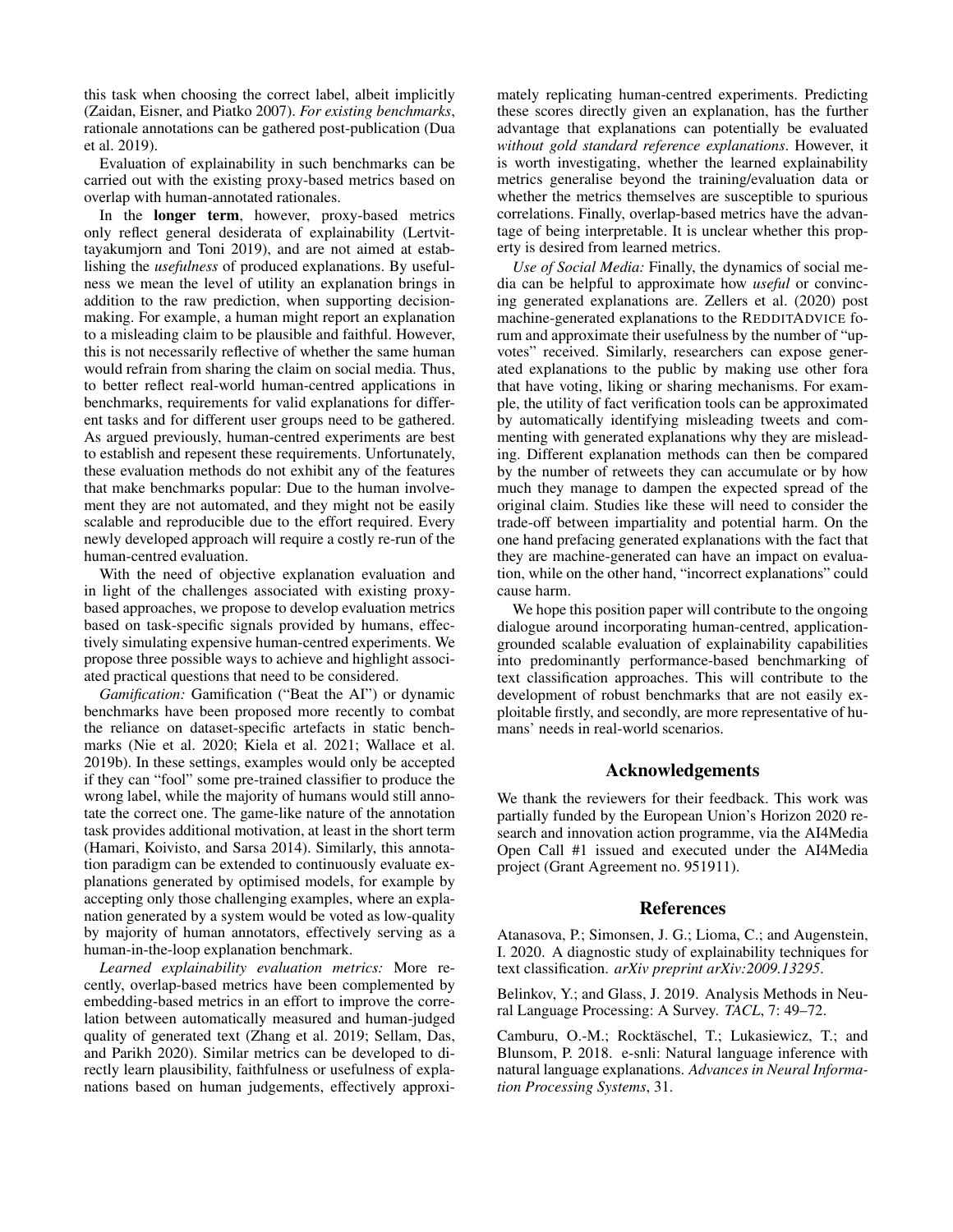this task when choosing the correct label, albeit implicitly (Zaidan, Eisner, and Piatko 2007). *For existing benchmarks*, rationale annotations can be gathered post-publication (Dua et al. 2019).

Evaluation of explainability in such benchmarks can be carried out with the existing proxy-based metrics based on overlap with human-annotated rationales.

In the **longer term**, however, proxy-based metrics only reflect general desiderata of explainability (Lertvittayakumjorn and Toni 2019), and are not aimed at establishing the *usefulness* of produced explanations. By usefulness we mean the level of utility an explanation brings in addition to the raw prediction, when supporting decision-making. For example, a human might report an explanation to a misleading claim to be plausible and faithful. However, this is not necessarily reflective of whether the same human would refrain from sharing the claim on social media. Thus, to better reflect real-world human-centred applications in benchmarks, requirements for valid explanations for different tasks and for different user groups need to be gathered. As argued previously, human-centred experiments are best to establish and repesent these requirements. Unfortunately, these evaluation methods do not exhibit any of the features that make benchmarks popular: Due to the human involvement they are not automated, and they might not be easily scalable and reproducible due to the effort required. Every newly developed approach will require a costly re-run of the human-centred evaluation.

With the need of objective explanation evaluation and in light of the challenges associated with existing proxy-based approaches, we propose to develop evaluation metrics based on task-specific signals provided by humans, effectively simulating expensive human-centred experiments. We propose three possible ways to achieve and highlight associated practical questions that need to be considered.

*Gamification:* Gamification ("Beat the AI") or dynamic benchmarks have been proposed more recently to combat the reliance on dataset-specific artefacts in static benchmarks (Nie et al. 2020; Kiela et al. 2021; Wallace et al. 2019b). In these settings, examples would only be accepted if they can "fool" some pre-trained classifier to produce the wrong label, while the majority of humans would still annotate the correct one. The game-like nature of the annotation task provides additional motivation, at least in the short term (Hamari, Koivisto, and Sarsa 2014). Similarly, this annotation paradigm can be extended to continuously evaluate explanations generated by optimised models, for example by accepting only those challenging examples, where an explanation generated by a system would be voted as low-quality by majority of human annotators, effectively serving as a human-in-the-loop explanation benchmark.

*Learned explainability evaluation metrics:* More recently, overlap-based metrics have been complemented by embedding-based metrics in an effort to improve the correlation between automatically measured and human-judged quality of generated text (Zhang et al. 2019; Sellam, Das, and Parikh 2020). Similar metrics can be developed to directly learn plausibility, faithfulness or usefulness of explanations based on human judgements, effectively approximately replicating human-centred experiments. Predicting these scores directly given an explanation, has the further advantage that explanations can potentially be evaluated *without gold standard reference explanations*. However, it is worth investigating, whether the learned explainability metrics generalise beyond the training/evaluation data or whether the metrics themselves are susceptible to spurious correlations. Finally, overlap-based metrics have the advantage of being interpretable. It is unclear whether this property is desired from learned metrics.

*Use of Social Media:* Finally, the dynamics of social media can be helpful to approximate how *useful* or convincing generated explanations are. Zellers et al. (2020) post machine-generated explanations to the REDDITADVICE forum and approximate their usefulness by the number of "upvotes" received. Similarly, researchers can expose generated explanations to the public by making use other fora that have voting, liking or sharing mechanisms. For example, the utility of fact verification tools can be approximated by automatically identifying misleading tweets and commenting with generated explanations why they are misleading. Different explanation methods can then be compared by the number of retweets they can accumulate or by how much they manage to dampen the expected spread of the original claim. Studies like these will need to consider the trade-off between impartiality and potential harm. On the one hand prefacing generated explanations with the fact that they are machine-generated can have an impact on evaluation, while on the other hand, "incorrect explanations" could cause harm.

We hope this position paper will contribute to the ongoing dialogue around incorporating human-centred, application-grounded scalable evaluation of explainability capabilities into predominantly performance-based benchmarking of text classification approaches. This will contribute to the development of robust benchmarks that are not easily exploitable firstly, and secondly, are more representative of humans' needs in real-world scenarios.

## Acknowledgements

We thank the reviewers for their feedback. This work was partially funded by the European Union's Horizon 2020 research and innovation action programme, via the AI4Media Open Call #1 issued and executed under the AI4Media project (Grant Agreement no. 951911).

## References

Atanasova, P.; Simonsen, J. G.; Lioma, C.; and Augenstein, I. 2020. A diagnostic study of explainability techniques for text classification. *arXiv preprint arXiv:2009.13295*.

Belinkov, Y.; and Glass, J. 2019. Analysis Methods in Neural Language Processing: A Survey. *TACL*, 7: 49–72.

Camburu, O.-M.; Rocktäschel, T.; Lukasiewicz, T.; and Blunsom, P. 2018. e-snli: Natural language inference with natural language explanations. *Advances in Neural Information Processing Systems*, 31.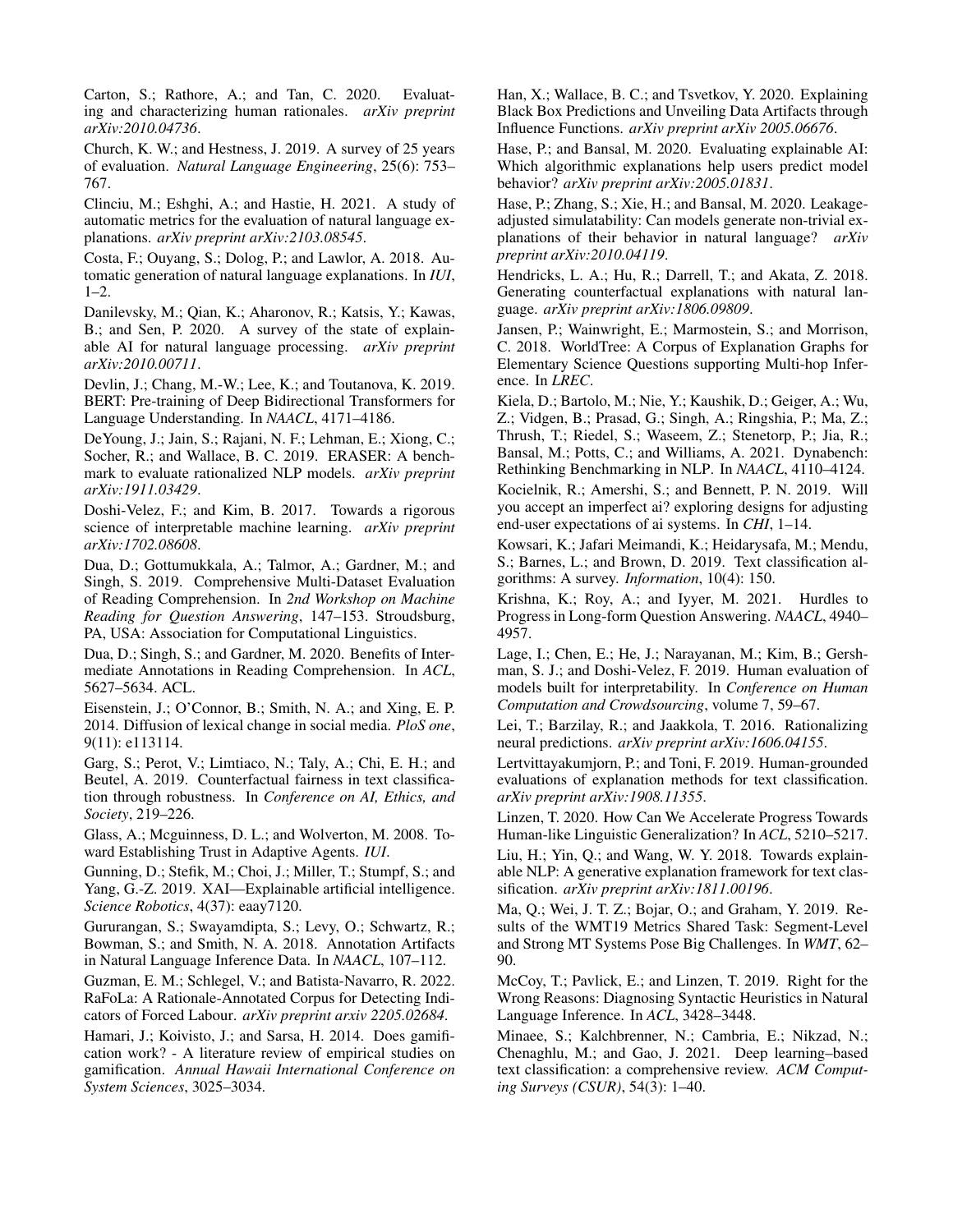Carton, S.; Rathore, A.; and Tan, C. 2020. Evaluating and characterizing human rationales. *arXiv preprint arXiv:2010.04736*.

Church, K. W.; and Hestness, J. 2019. A survey of 25 years of evaluation. *Natural Language Engineering*, 25(6): 753–767.

Clinciu, M.; Eshghi, A.; and Hastie, H. 2021. A study of automatic metrics for the evaluation of natural language explanations. *arXiv preprint arXiv:2103.08545*.

Costa, F.; Ouyang, S.; Dolog, P.; and Lawlor, A. 2018. Automatic generation of natural language explanations. In *IUI*, 1–2.

Danilevsky, M.; Qian, K.; Aharonov, R.; Katsis, Y.; Kawas, B.; and Sen, P. 2020. A survey of the state of explainable AI for natural language processing. *arXiv preprint arXiv:2010.00711*.

Devlin, J.; Chang, M.-W.; Lee, K.; and Toutanova, K. 2019. BERT: Pre-training of Deep Bidirectional Transformers for Language Understanding. In *NAACL*, 4171–4186.

DeYoung, J.; Jain, S.; Rajani, N. F.; Lehman, E.; Xiong, C.; Socher, R.; and Wallace, B. C. 2019. ERASER: A benchmark to evaluate rationalized NLP models. *arXiv preprint arXiv:1911.03429*.

Doshi-Velez, F.; and Kim, B. 2017. Towards a rigorous science of interpretable machine learning. *arXiv preprint arXiv:1702.08608*.

Dua, D.; Gottumukkala, A.; Talmor, A.; Gardner, M.; and Singh, S. 2019. Comprehensive Multi-Dataset Evaluation of Reading Comprehension. In *2nd Workshop on Machine Reading for Question Answering*, 147–153. Stroudsburg, PA, USA: Association for Computational Linguistics.

Dua, D.; Singh, S.; and Gardner, M. 2020. Benefits of Intermediate Annotations in Reading Comprehension. In *ACL*, 5627–5634. ACL.

Eisenstein, J.; O'Connor, B.; Smith, N. A.; and Xing, E. P. 2014. Diffusion of lexical change in social media. *PloS one*, 9(11): e113114.

Garg, S.; Perot, V.; Limtiaco, N.; Taly, A.; Chi, E. H.; and Beutel, A. 2019. Counterfactual fairness in text classification through robustness. In *Conference on AI, Ethics, and Society*, 219–226.

Glass, A.; Mcguinness, D. L.; and Wolverton, M. 2008. Toward Establishing Trust in Adaptive Agents. *IUI*.

Gunning, D.; Stefik, M.; Choi, J.; Miller, T.; Stumpf, S.; and Yang, G.-Z. 2019. XAI—Explainable artificial intelligence. *Science Robotics*, 4(37): eaay7120.

Gururangan, S.; Swayamdipta, S.; Levy, O.; Schwartz, R.; Bowman, S.; and Smith, N. A. 2018. Annotation Artifacts in Natural Language Inference Data. In *NAACL*, 107–112.

Guzman, E. M.; Schlegel, V.; and Batista-Navarro, R. 2022. RaFoLa: A Rationale-Annotated Corpus for Detecting Indicators of Forced Labour. *arXiv preprint arxiv 2205.02684*.

Hamari, J.; Koivisto, J.; and Sarsa, H. 2014. Does gamification work? - A literature review of empirical studies on gamification. *Annual Hawaii International Conference on System Sciences*, 3025–3034.

Han, X.; Wallace, B. C.; and Tsvetkov, Y. 2020. Explaining Black Box Predictions and Unveiling Data Artifacts through Influence Functions. *arXiv preprint arXiv 2005.06676*.

Hase, P.; and Bansal, M. 2020. Evaluating explainable AI: Which algorithmic explanations help users predict model behavior? *arXiv preprint arXiv:2005.01831*.

Hase, P.; Zhang, S.; Xie, H.; and Bansal, M. 2020. Leakage-adjusted simulatability: Can models generate non-trivial explanations of their behavior in natural language? *arXiv preprint arXiv:2010.04119*.

Hendricks, L. A.; Hu, R.; Darrell, T.; and Akata, Z. 2018. Generating counterfactual explanations with natural language. *arXiv preprint arXiv:1806.09809*.

Jansen, P.; Wainwright, E.; Marmostein, S.; and Morrison, C. 2018. WorldTree: A Corpus of Explanation Graphs for Elementary Science Questions supporting Multi-hop Inference. In *LREC*.

Kiela, D.; Bartolo, M.; Nie, Y.; Kaushik, D.; Geiger, A.; Wu, Z.; Vidgen, B.; Prasad, G.; Singh, A.; Ringshia, P.; Ma, Z.; Thrush, T.; Riedel, S.; Waseem, Z.; Stenetorp, P.; Jia, R.; Bansal, M.; Potts, C.; and Williams, A. 2021. Dynabench: Rethinking Benchmarking in NLP. In *NAACL*, 4110–4124.

Kocielnik, R.; Amershi, S.; and Bennett, P. N. 2019. Will you accept an imperfect ai? exploring designs for adjusting end-user expectations of ai systems. In *CHI*, 1–14.

Kowsari, K.; Jafari Meimandi, K.; Heidarysafa, M.; Mendu, S.; Barnes, L.; and Brown, D. 2019. Text classification algorithms: A survey. *Information*, 10(4): 150.

Krishna, K.; Roy, A.; and Iyyer, M. 2021. Hurdles to Progress in Long-form Question Answering. *NAACL*, 4940–4957.

Lage, I.; Chen, E.; He, J.; Narayanan, M.; Kim, B.; Gershman, S. J.; and Doshi-Velez, F. 2019. Human evaluation of models built for interpretability. In *Conference on Human Computation and Crowdsourcing*, volume 7, 59–67.

Lei, T.; Barzilay, R.; and Jaakkola, T. 2016. Rationalizing neural predictions. *arXiv preprint arXiv:1606.04155*.

Lertvittayakumjorn, P.; and Toni, F. 2019. Human-grounded evaluations of explanation methods for text classification. *arXiv preprint arXiv:1908.11355*.

Linzen, T. 2020. How Can We Accelerate Progress Towards Human-like Linguistic Generalization? In *ACL*, 5210–5217.

Liu, H.; Yin, Q.; and Wang, W. Y. 2018. Towards explainable NLP: A generative explanation framework for text classification. *arXiv preprint arXiv:1811.00196*.

Ma, Q.; Wei, J. T. Z.; Bojar, O.; and Graham, Y. 2019. Results of the WMT19 Metrics Shared Task: Segment-Level and Strong MT Systems Pose Big Challenges. In *WMT*, 62–90.

McCoy, T.; Pavlick, E.; and Linzen, T. 2019. Right for the Wrong Reasons: Diagnosing Syntactic Heuristics in Natural Language Inference. In *ACL*, 3428–3448.

Minaee, S.; Kalchbrenner, N.; Cambria, E.; Nikzad, N.; Chenaghlu, M.; and Gao, J. 2021. Deep learning–based text classification: a comprehensive review. *ACM Computing Surveys (CSUR)*, 54(3): 1–40.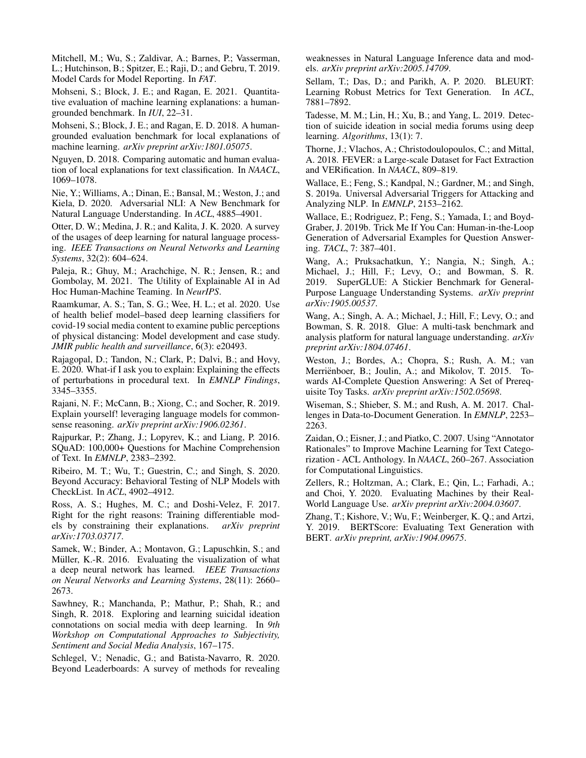Mitchell, M.; Wu, S.; Zaldivar, A.; Barnes, P.; Vasserman, L.; Hutchinson, B.; Spitzer, E.; Raji, D.; and Gebru, T. 2019. Model Cards for Model Reporting. In *FAT*.

Mohseni, S.; Block, J. E.; and Ragan, E. 2021. Quantitative evaluation of machine learning explanations: a human-grounded benchmark. In *IUI*, 22–31.

Mohseni, S.; Block, J. E.; and Ragan, E. D. 2018. A human-grounded evaluation benchmark for local explanations of machine learning. *arXiv preprint arXiv:1801.05075*.

Nguyen, D. 2018. Comparing automatic and human evaluation of local explanations for text classification. In *NAACL*, 1069–1078.

Nie, Y.; Williams, A.; Dinan, E.; Bansal, M.; Weston, J.; and Kiela, D. 2020. Adversarial NLI: A New Benchmark for Natural Language Understanding. In *ACL*, 4885–4901.

Otter, D. W.; Medina, J. R.; and Kalita, J. K. 2020. A survey of the usages of deep learning for natural language processing. *IEEE Transactions on Neural Networks and Learning Systems*, 32(2): 604–624.

Paleja, R.; Ghuy, M.; Arachchige, N. R.; Jensen, R.; and Gombolay, M. 2021. The Utility of Explainable AI in Ad Hoc Human-Machine Teaming. In *NeurIPS*.

Raamkumar, A. S.; Tan, S. G.; Wee, H. L.; et al. 2020. Use of health belief model–based deep learning classifiers for covid-19 social media content to examine public perceptions of physical distancing: Model development and case study. *JMIR public health and surveillance*, 6(3): e20493.

Rajagopal, D.; Tandon, N.; Clark, P.; Dalvi, B.; and Hovy, E. 2020. What-if I ask you to explain: Explaining the effects of perturbations in procedural text. In *EMNLP Findings*, 3345–3355.

Rajani, N. F.; McCann, B.; Xiong, C.; and Socher, R. 2019. Explain yourself! leveraging language models for commonsense reasoning. *arXiv preprint arXiv:1906.02361*.

Rajpurkar, P.; Zhang, J.; Lopyrev, K.; and Liang, P. 2016. SQuAD: 100,000+ Questions for Machine Comprehension of Text. In *EMNLP*, 2383–2392.

Ribeiro, M. T.; Wu, T.; Guestrin, C.; and Singh, S. 2020. Beyond Accuracy: Behavioral Testing of NLP Models with CheckList. In *ACL*, 4902–4912.

Ross, A. S.; Hughes, M. C.; and Doshi-Velez, F. 2017. Right for the right reasons: Training differentiable models by constraining their explanations. *arXiv preprint arXiv:1703.03717*.

Samek, W.; Binder, A.; Montavon, G.; Lapuschkin, S.; and Müller, K.-R. 2016. Evaluating the visualization of what a deep neural network has learned. *IEEE Transactions on Neural Networks and Learning Systems*, 28(11): 2660–2673.

Sawhney, R.; Manchanda, P.; Mathur, P.; Shah, R.; and Singh, R. 2018. Exploring and learning suicidal ideation connotations on social media with deep learning. In *9th Workshop on Computational Approaches to Subjectivity, Sentiment and Social Media Analysis*, 167–175.

Schlegel, V.; Nenadic, G.; and Batista-Navarro, R. 2020. Beyond Leaderboards: A survey of methods for revealing weaknesses in Natural Language Inference data and models. *arXiv preprint arXiv:2005.14709*.

Sellam, T.; Das, D.; and Parikh, A. P. 2020. BLEURT: Learning Robust Metrics for Text Generation. In *ACL*, 7881–7892.

Tadesse, M. M.; Lin, H.; Xu, B.; and Yang, L. 2019. Detection of suicide ideation in social media forums using deep learning. *Algorithms*, 13(1): 7.

Thorne, J.; Vlachos, A.; Christodoulopoulos, C.; and Mittal, A. 2018. FEVER: a Large-scale Dataset for Fact Extraction and VERification. In *NAACL*, 809–819.

Wallace, E.; Feng, S.; Kandpal, N.; Gardner, M.; and Singh, S. 2019a. Universal Adversarial Triggers for Attacking and Analyzing NLP. In *EMNLP*, 2153–2162.

Wallace, E.; Rodriguez, P.; Feng, S.; Yamada, I.; and Boyd-Graber, J. 2019b. Trick Me If You Can: Human-in-the-Loop Generation of Adversarial Examples for Question Answering. *TACL*, 7: 387–401.

Wang, A.; Pruksachatkun, Y.; Nangia, N.; Singh, A.; Michael, J.; Hill, F.; Levy, O.; and Bowman, S. R. 2019. SuperGLUE: A Stickier Benchmark for General-Purpose Language Understanding Systems. *arXiv preprint arXiv:1905.00537*.

Wang, A.; Singh, A. A.; Michael, J.; Hill, F.; Levy, O.; and Bowman, S. R. 2018. Glue: A multi-task benchmark and analysis platform for natural language understanding. *arXiv preprint arXiv:1804.07461*.

Weston, J.; Bordes, A.; Chopra, S.; Rush, A. M.; van Merriënboer, B.; Joulin, A.; and Mikolov, T. 2015. Towards AI-Complete Question Answering: A Set of Prerequisite Toy Tasks. *arXiv preprint arXiv:1502.05698*.

Wiseman, S.; Shieber, S. M.; and Rush, A. M. 2017. Challenges in Data-to-Document Generation. In *EMNLP*, 2253–2263.

Zaidan, O.; Eisner, J.; and Piatko, C. 2007. Using "Annotator Rationales" to Improve Machine Learning for Text Categorization - ACL Anthology. In *NAACL*, 260–267. Association for Computational Linguistics.

Zellers, R.; Holtzman, A.; Clark, E.; Qin, L.; Farhadi, A.; and Choi, Y. 2020. Evaluating Machines by their Real-World Language Use. *arXiv preprint arXiv:2004.03607*.

Zhang, T.; Kishore, V.; Wu, F.; Weinberger, K. Q.; and Artzi, Y. 2019. BERTScore: Evaluating Text Generation with BERT. *arXiv preprint, arXiv:1904.09675*.